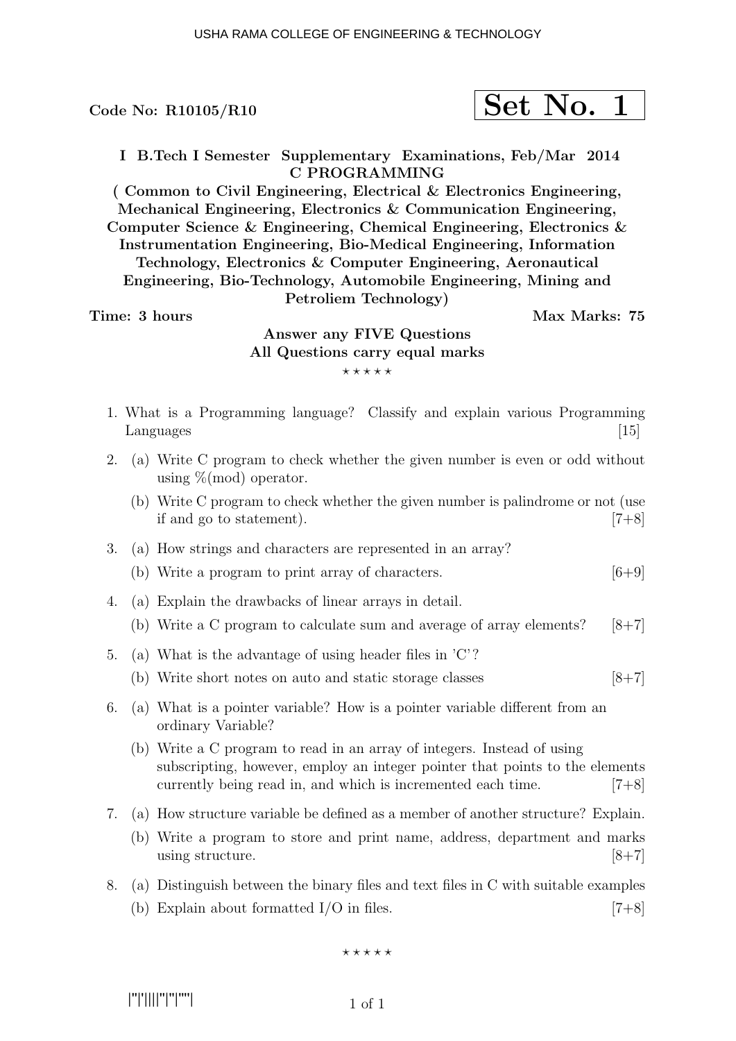Code No: R10105/R10

**Set No. 1**

**I B.Tech I Semester Supplementary Examinations, Feb/Mar 2014**
**C PROGRAMMING**
**( Common to Civil Engineering, Electrical & Electronics Engineering, Mechanical Engineering, Electronics & Communication Engineering, Computer Science & Engineering, Chemical Engineering, Electronics & Instrumentation Engineering, Bio-Medical Engineering, Information Technology, Electronics & Computer Engineering, Aeronautical Engineering, Bio-Technology, Automobile Engineering, Mining and Petroliem Technology)**

**Time: 3 hours** **Max Marks: 75**

**Answer any FIVE Questions**
**All Questions carry equal marks**

⋆ ⋆ ⋆ ⋆ ⋆

1. What is a Programming language? Classify and explain various Programming Languages [15]

2. (a) Write C program to check whether the given number is even or odd without using %(mod) operator.
   (b) Write C program to check whether the given number is palindrome or not (use if and go to statement). [7+8]

3. (a) How strings and characters are represented in an array?
   (b) Write a program to print array of characters. [6+9]

4. (a) Explain the drawbacks of linear arrays in detail.
   (b) Write a C program to calculate sum and average of array elements? [8+7]

5. (a) What is the advantage of using header files in 'C'?
   (b) Write short notes on auto and static storage classes [8+7]

6. (a) What is a pointer variable? How is a pointer variable different from an ordinary Variable?
   (b) Write a C program to read in an array of integers. Instead of using subscripting, however, employ an integer pointer that points to the elements currently being read in, and which is incremented each time. [7+8]

7. (a) How structure variable be defined as a member of another structure? Explain.
   (b) Write a program to store and print name, address, department and marks using structure. [8+7]

8. (a) Distinguish between the binary files and text files in C with suitable examples
   (b) Explain about formatted I/O in files. [7+8]

⋆ ⋆ ⋆ ⋆ ⋆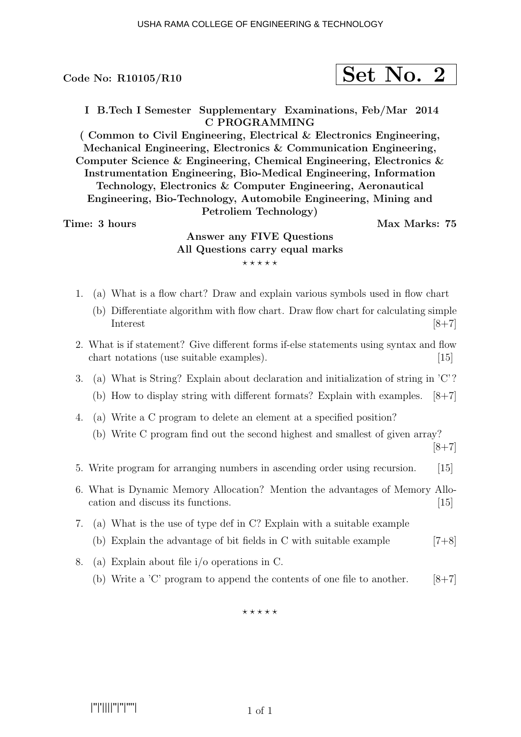Code No: R10105/R10

**Set No. 2**

**I B.Tech I Semester Supplementary Examinations, Feb/Mar 2014**
**C PROGRAMMING**
**( Common to Civil Engineering, Electrical & Electronics Engineering, Mechanical Engineering, Electronics & Communication Engineering, Computer Science & Engineering, Chemical Engineering, Electronics & Instrumentation Engineering, Bio-Medical Engineering, Information Technology, Electronics & Computer Engineering, Aeronautical Engineering, Bio-Technology, Automobile Engineering, Mining and Petroliem Technology)**

**Time: 3 hours** **Max Marks: 75**

**Answer any FIVE Questions**
**All Questions carry equal marks**

⋆ ⋆ ⋆ ⋆ ⋆

1. (a) What is a flow chart? Draw and explain various symbols used in flow chart
   (b) Differentiate algorithm with flow chart. Draw flow chart for calculating simple Interest [8+7]

2. What is if statement? Give different forms if-else statements using syntax and flow chart notations (use suitable examples). [15]

3. (a) What is String? Explain about declaration and initialization of string in 'C'?
   (b) How to display string with different formats? Explain with examples. [8+7]

4. (a) Write a C program to delete an element at a specified position?
   (b) Write C program find out the second highest and smallest of given array? [8+7]

5. Write program for arranging numbers in ascending order using recursion. [15]

6. What is Dynamic Memory Allocation? Mention the advantages of Memory Allocation and discuss its functions. [15]

7. (a) What is the use of type def in C? Explain with a suitable example
   (b) Explain the advantage of bit fields in C with suitable example [7+8]

8. (a) Explain about file i/o operations in C.
   (b) Write a 'C' program to append the contents of one file to another. [8+7]

⋆ ⋆ ⋆ ⋆ ⋆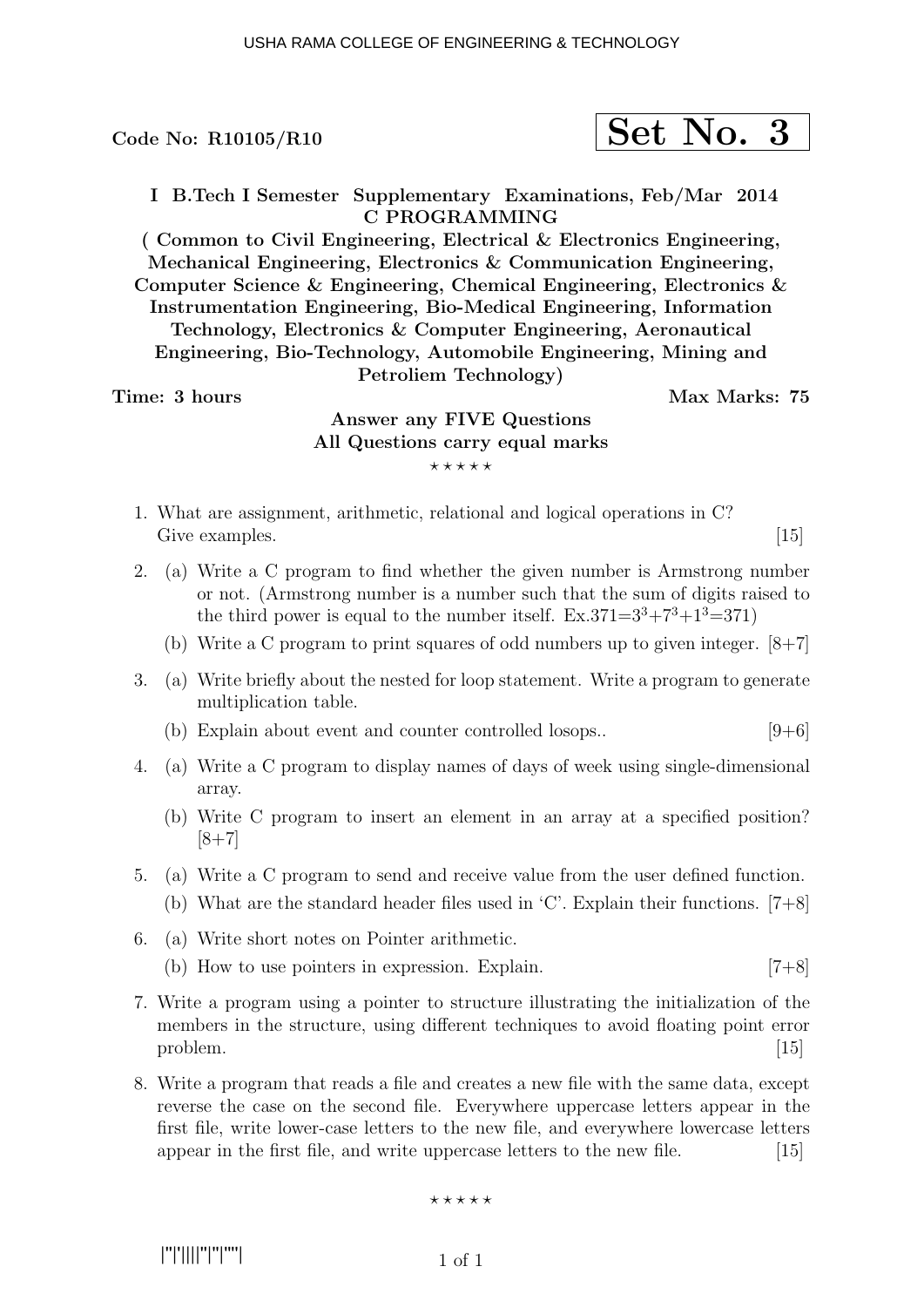Code No: R10105/R10

**Set No. 3**

**I B.Tech I Semester Supplementary Examinations, Feb/Mar 2014**
**C PROGRAMMING**
**( Common to Civil Engineering, Electrical & Electronics Engineering, Mechanical Engineering, Electronics & Communication Engineering, Computer Science & Engineering, Chemical Engineering, Electronics & Instrumentation Engineering, Bio-Medical Engineering, Information Technology, Electronics & Computer Engineering, Aeronautical Engineering, Bio-Technology, Automobile Engineering, Mining and Petroliem Technology)**

**Time: 3 hours** **Max Marks: 75**

**Answer any FIVE Questions**
**All Questions carry equal marks**

⋆ ⋆ ⋆ ⋆ ⋆

1. What are assignment, arithmetic, relational and logical operations in C? Give examples. [15]

2. (a) Write a C program to find whether the given number is Armstrong number or not. (Armstrong number is a number such that the sum of digits raised to the third power is equal to the number itself. Ex.$371=3^3+7^3+1^3=371$)
   (b) Write a C program to print squares of odd numbers up to given integer. [8+7]

3. (a) Write briefly about the nested for loop statement. Write a program to generate multiplication table.
   (b) Explain about event and counter controlled losops.. [9+6]

4. (a) Write a C program to display names of days of week using single-dimensional array.
   (b) Write C program to insert an element in an array at a specified position? [8+7]

5. (a) Write a C program to send and receive value from the user defined function.
   (b) What are the standard header files used in 'C'. Explain their functions. [7+8]

6. (a) Write short notes on Pointer arithmetic.
   (b) How to use pointers in expression. Explain. [7+8]

7. Write a program using a pointer to structure illustrating the initialization of the members in the structure, using different techniques to avoid floating point error problem. [15]

8. Write a program that reads a file and creates a new file with the same data, except reverse the case on the second file. Everywhere uppercase letters appear in the first file, write lower-case letters to the new file, and everywhere lowercase letters appear in the first file, and write uppercase letters to the new file. [15]

⋆ ⋆ ⋆ ⋆ ⋆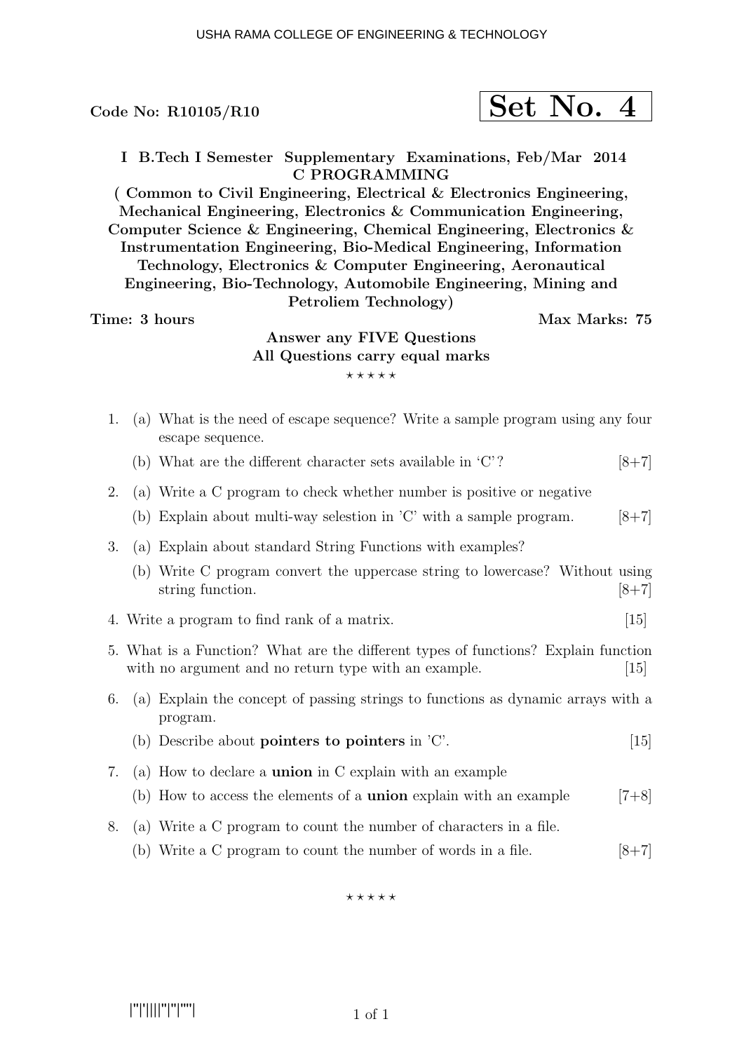Code No: R10105/R10

**Set No. 4**

**I B.Tech I Semester Supplementary Examinations, Feb/Mar 2014**
**C PROGRAMMING**
**( Common to Civil Engineering, Electrical & Electronics Engineering, Mechanical Engineering, Electronics & Communication Engineering, Computer Science & Engineering, Chemical Engineering, Electronics & Instrumentation Engineering, Bio-Medical Engineering, Information Technology, Electronics & Computer Engineering, Aeronautical Engineering, Bio-Technology, Automobile Engineering, Mining and Petroliem Technology)**

**Time: 3 hours** **Max Marks: 75**

**Answer any FIVE Questions**
**All Questions carry equal marks**

⋆ ⋆ ⋆ ⋆ ⋆

1. (a) What is the need of escape sequence? Write a sample program using any four escape sequence.
   (b) What are the different character sets available in 'C'? [8+7]

2. (a) Write a C program to check whether number is positive or negative
   (b) Explain about multi-way selestion in 'C' with a sample program. [8+7]

3. (a) Explain about standard String Functions with examples?
   (b) Write C program convert the uppercase string to lowercase? Without using string function. [8+7]

4. Write a program to find rank of a matrix. [15]

5. What is a Function? What are the different types of functions? Explain function with no argument and no return type with an example. [15]

6. (a) Explain the concept of passing strings to functions as dynamic arrays with a program.
   (b) Describe about **pointers to pointers** in 'C'. [15]

7. (a) How to declare a **union** in C explain with an example
   (b) How to access the elements of a **union** explain with an example [7+8]

8. (a) Write a C program to count the number of characters in a file.
   (b) Write a C program to count the number of words in a file. [8+7]

⋆ ⋆ ⋆ ⋆ ⋆